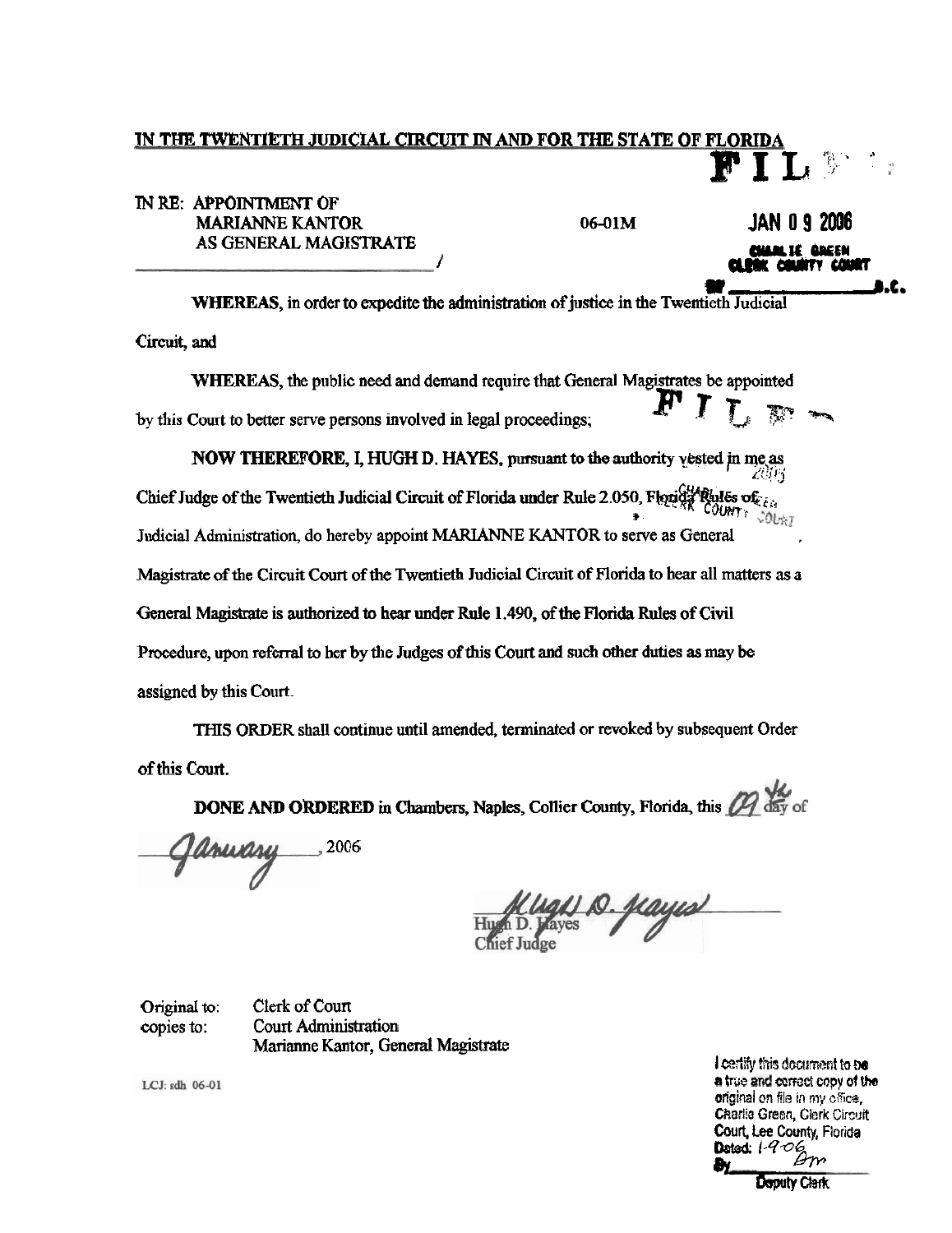**IN THE TWENTIETH JUDICIAL CIRCUIT IN AND FOR THE STATE OF FLORIDA**

FILED

IN RE: APPOINTMENT OF
MARIANNE KANTOR
AS GENERAL MAGISTRATE ______________________/

06-01M

JAN 09 2006
CHARLIE GREEN
CLERK COUNTY COURT
BY ________________ D.C.

**WHEREAS**, in order to expedite the administration of justice in the Twentieth Judicial Circuit, and

**WHEREAS**, the public need and demand require that General Magistrates be appointed by this Court to better serve persons involved in legal proceedings;

**NOW THEREFORE, I, HUGH D. HAYES**, pursuant to the authority vested in me as Chief Judge of the Twentieth Judicial Circuit of Florida under Rule 2.050, Florida Rules of Judicial Administration, do hereby appoint MARIANNE KANTOR to serve as General Magistrate of the Circuit Court of the Twentieth Judicial Circuit of Florida to hear all matters as a General Magistrate is authorized to hear under Rule 1.490, of the Florida Rules of Civil Procedure, upon referral to her by the Judges of this Court and such other duties as may be assigned by this Court.

THIS ORDER shall continue until amended, terminated or revoked by subsequent Order of this Court.

**DONE AND ORDERED** in Chambers, Naples, Collier County, Florida, this 09 day of January, 2006

Hugh D. Hayes
Chief Judge

Original to: Clerk of Court
copies to: Court Administration
Marianne Kantor, General Magistrate

LCJ: sdh 06-01

I certify this document to be a true and correct copy of the original on file in my office, Charlie Green, Clerk Circuit Court, Lee County, Florida
Dated: 1-9-06
By ________________
Deputy Clerk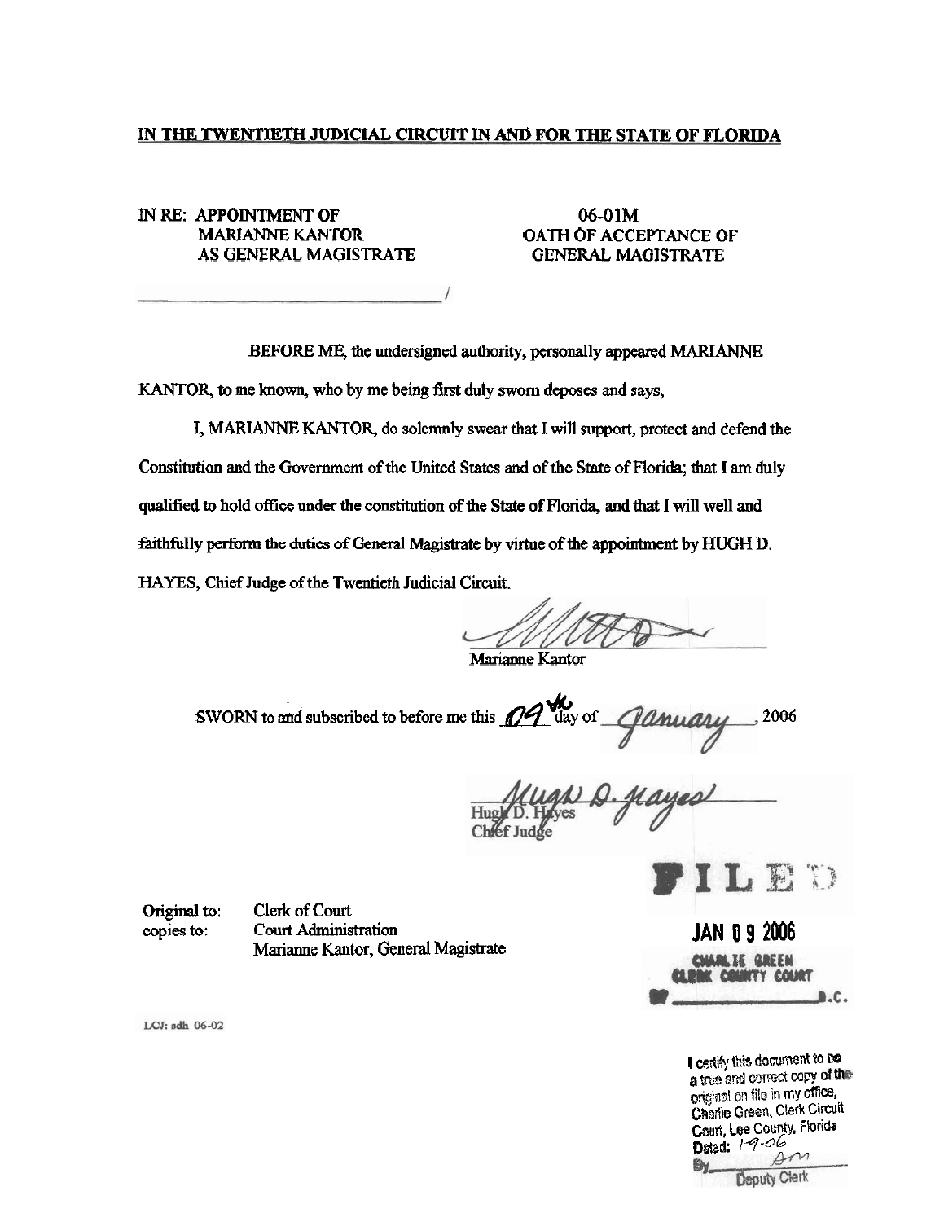**IN THE TWENTIETH JUDICIAL CIRCUIT IN AND FOR THE STATE OF FLORIDA**

IN RE: APPOINTMENT OF
MARIANNE KANTOR
AS GENERAL MAGISTRATE

06-01M
OATH OF ACCEPTANCE OF
GENERAL MAGISTRATE

_________________________________/

BEFORE ME, the undersigned authority, personally appeared MARIANNE KANTOR, to me known, who by me being first duly sworn deposes and says,

I, MARIANNE KANTOR, do solemnly swear that I will support, protect and defend the Constitution and the Government of the United States and of the State of Florida; that I am duly qualified to hold office under the constitution of the State of Florida, and that I will well and faithfully perform the duties of General Magistrate by virtue of the appointment by HUGH D. HAYES, Chief Judge of the Twentieth Judicial Circuit.

Marianne Kantor

SWORN to and subscribed to before me this 09th day of January, 2006

Hugh D. Hayes
Chief Judge

FILED
JAN 09 2006
CHARLIE GREEN
CLERK COUNTY COURT
BY ________________ D.C.

Original to: Clerk of Court
copies to: Court Administration
Marianne Kantor, General Magistrate

LCJ: sdh 06-02

I certify this document to be a true and correct copy of the original on file in my office, Charlie Green, Clerk Circuit Court, Lee County, Florida
Dated: 1-9-06
By ________________
Deputy Clerk